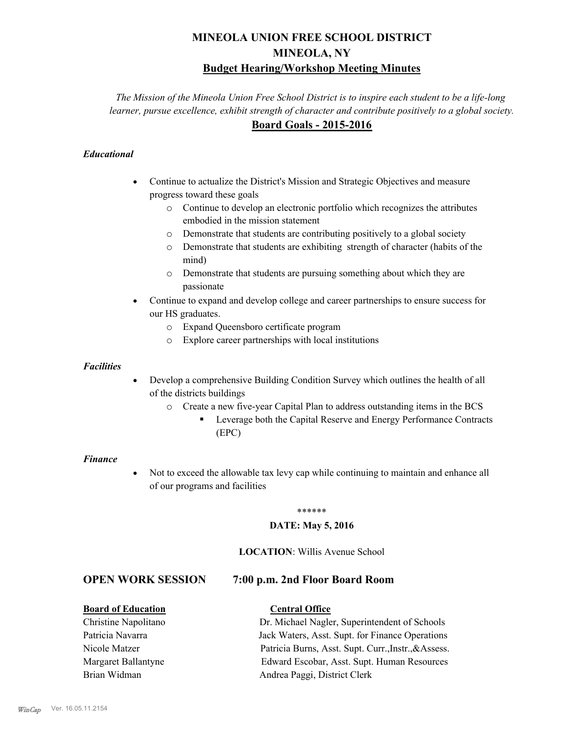# MINEOLA UNION FREE SCHOOL DISTRICT
# MINEOLA, NY
## Budget Hearing/Workshop Meeting Minutes

*The Mission of the Mineola Union Free School District is to inspire each student to be a life-long learner, pursue excellence, exhibit strength of character and contribute positively to a global society.*

## Board Goals - 2015-2016

### *Educational*

- Continue to actualize the District's Mission and Strategic Objectives and measure progress toward these goals
  - Continue to develop an electronic portfolio which recognizes the attributes embodied in the mission statement
  - Demonstrate that students are contributing positively to a global society
  - Demonstrate that students are exhibiting strength of character (habits of the mind)
  - Demonstrate that students are pursuing something about which they are passionate
- Continue to expand and develop college and career partnerships to ensure success for our HS graduates.
  - Expand Queensboro certificate program
  - Explore career partnerships with local institutions

### *Facilities*

- Develop a comprehensive Building Condition Survey which outlines the health of all of the districts buildings
  - Create a new five-year Capital Plan to address outstanding items in the BCS
    - Leverage both the Capital Reserve and Energy Performance Contracts (EPC)

### *Finance*

- Not to exceed the allowable tax levy cap while continuing to maintain and enhance all of our programs and facilities

******

**DATE: May 5, 2016**

**LOCATION**: Willis Avenue School

## OPEN WORK SESSION 7:00 p.m. 2nd Floor Board Room

| **Board of Education** | **Central Office** |
|---|---|
| Christine Napolitano | Dr. Michael Nagler, Superintendent of Schools |
| Patricia Navarra | Jack Waters, Asst. Supt. for Finance Operations |
| Nicole Matzer | Patricia Burns, Asst. Supt. Curr.,Instr.,&Assess. |
| Margaret Ballantyne | Edward Escobar, Asst. Supt. Human Resources |
| Brian Widman | Andrea Paggi, District Clerk |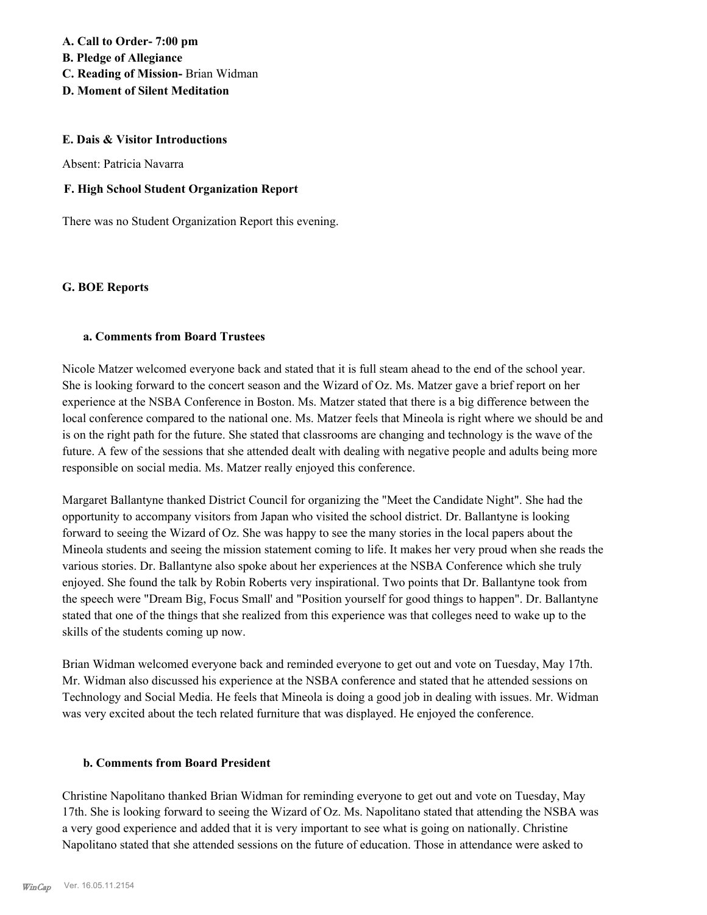**A. Call to Order- 7:00 pm**
**B. Pledge of Allegiance**
**C. Reading of Mission-** Brian Widman
**D. Moment of Silent Meditation**

## E. Dais & Visitor Introductions

Absent: Patricia Navarra

## F. High School Student Organization Report

There was no Student Organization Report this evening.

## G. BOE Reports

### a. Comments from Board Trustees

Nicole Matzer welcomed everyone back and stated that it is full steam ahead to the end of the school year. She is looking forward to the concert season and the Wizard of Oz. Ms. Matzer gave a brief report on her experience at the NSBA Conference in Boston. Ms. Matzer stated that there is a big difference between the local conference compared to the national one. Ms. Matzer feels that Mineola is right where we should be and is on the right path for the future. She stated that classrooms are changing and technology is the wave of the future. A few of the sessions that she attended dealt with dealing with negative people and adults being more responsible on social media. Ms. Matzer really enjoyed this conference.

Margaret Ballantyne thanked District Council for organizing the "Meet the Candidate Night". She had the opportunity to accompany visitors from Japan who visited the school district. Dr. Ballantyne is looking forward to seeing the Wizard of Oz. She was happy to see the many stories in the local papers about the Mineola students and seeing the mission statement coming to life. It makes her very proud when she reads the various stories. Dr. Ballantyne also spoke about her experiences at the NSBA Conference which she truly enjoyed. She found the talk by Robin Roberts very inspirational. Two points that Dr. Ballantyne took from the speech were "Dream Big, Focus Small' and "Position yourself for good things to happen". Dr. Ballantyne stated that one of the things that she realized from this experience was that colleges need to wake up to the skills of the students coming up now.

Brian Widman welcomed everyone back and reminded everyone to get out and vote on Tuesday, May 17th. Mr. Widman also discussed his experience at the NSBA conference and stated that he attended sessions on Technology and Social Media. He feels that Mineola is doing a good job in dealing with issues. Mr. Widman was very excited about the tech related furniture that was displayed. He enjoyed the conference.

### b. Comments from Board President

Christine Napolitano thanked Brian Widman for reminding everyone to get out and vote on Tuesday, May 17th. She is looking forward to seeing the Wizard of Oz. Ms. Napolitano stated that attending the NSBA was a very good experience and added that it is very important to see what is going on nationally. Christine Napolitano stated that she attended sessions on the future of education. Those in attendance were asked to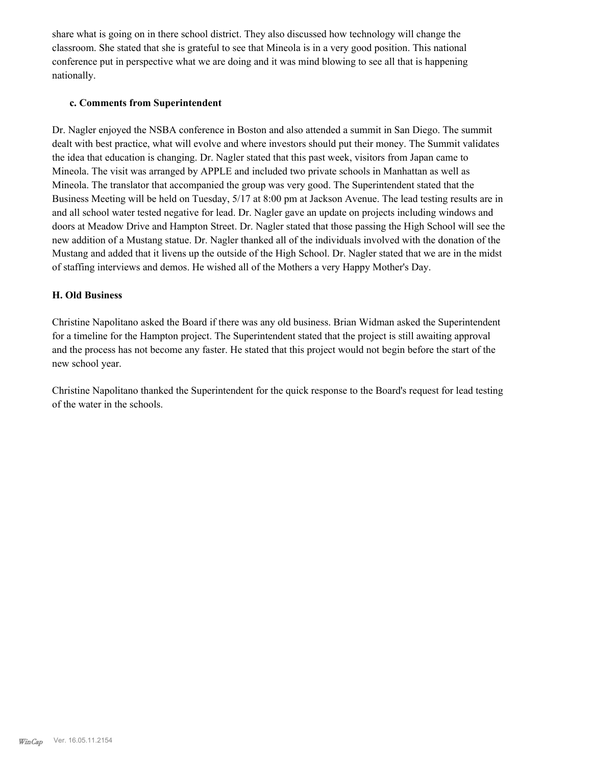share what is going on in there school district. They also discussed how technology will change the classroom. She stated that she is grateful to see that Mineola is in a very good position. This national conference put in perspective what we are doing and it was mind blowing to see all that is happening nationally.

### c. Comments from Superintendent

Dr. Nagler enjoyed the NSBA conference in Boston and also attended a summit in San Diego. The summit dealt with best practice, what will evolve and where investors should put their money. The Summit validates the idea that education is changing. Dr. Nagler stated that this past week, visitors from Japan came to Mineola. The visit was arranged by APPLE and included two private schools in Manhattan as well as Mineola. The translator that accompanied the group was very good. The Superintendent stated that the Business Meeting will be held on Tuesday, 5/17 at 8:00 pm at Jackson Avenue. The lead testing results are in and all school water tested negative for lead. Dr. Nagler gave an update on projects including windows and doors at Meadow Drive and Hampton Street. Dr. Nagler stated that those passing the High School will see the new addition of a Mustang statue. Dr. Nagler thanked all of the individuals involved with the donation of the Mustang and added that it livens up the outside of the High School. Dr. Nagler stated that we are in the midst of staffing interviews and demos. He wished all of the Mothers a very Happy Mother's Day.

## H. Old Business

Christine Napolitano asked the Board if there was any old business. Brian Widman asked the Superintendent for a timeline for the Hampton project. The Superintendent stated that the project is still awaiting approval and the process has not become any faster. He stated that this project would not begin before the start of the new school year.

Christine Napolitano thanked the Superintendent for the quick response to the Board's request for lead testing of the water in the schools.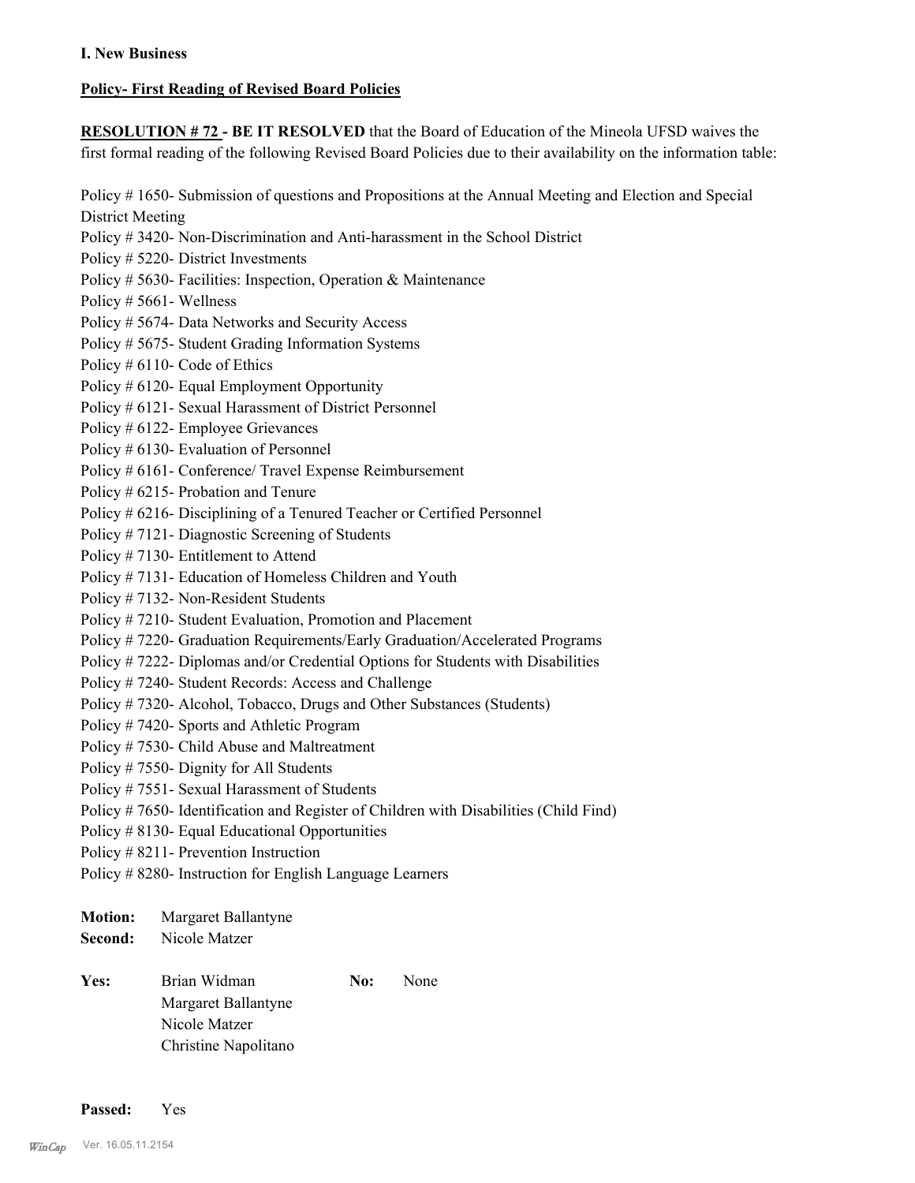**I. New Business**

**Policy- First Reading of Revised Board Policies**

**RESOLUTION # 72 - BE IT RESOLVED** that the Board of Education of the Mineola UFSD waives the first formal reading of the following Revised Board Policies due to their availability on the information table:

Policy # 1650- Submission of questions and Propositions at the Annual Meeting and Election and Special District Meeting
Policy # 3420- Non-Discrimination and Anti-harassment in the School District
Policy # 5220- District Investments
Policy # 5630- Facilities: Inspection, Operation & Maintenance
Policy # 5661- Wellness
Policy # 5674- Data Networks and Security Access
Policy # 5675- Student Grading Information Systems
Policy # 6110- Code of Ethics
Policy # 6120- Equal Employment Opportunity
Policy # 6121- Sexual Harassment of District Personnel
Policy # 6122- Employee Grievances
Policy # 6130- Evaluation of Personnel
Policy # 6161- Conference/ Travel Expense Reimbursement
Policy # 6215- Probation and Tenure
Policy # 6216- Disciplining of a Tenured Teacher or Certified Personnel
Policy # 7121- Diagnostic Screening of Students
Policy # 7130- Entitlement to Attend
Policy # 7131- Education of Homeless Children and Youth
Policy # 7132- Non-Resident Students
Policy # 7210- Student Evaluation, Promotion and Placement
Policy # 7220- Graduation Requirements/Early Graduation/Accelerated Programs
Policy # 7222- Diplomas and/or Credential Options for Students with Disabilities
Policy # 7240- Student Records: Access and Challenge
Policy # 7320- Alcohol, Tobacco, Drugs and Other Substances (Students)
Policy # 7420- Sports and Athletic Program
Policy # 7530- Child Abuse and Maltreatment
Policy # 7550- Dignity for All Students
Policy # 7551- Sexual Harassment of Students
Policy # 7650- Identification and Register of Children with Disabilities (Child Find)
Policy # 8130- Equal Educational Opportunities
Policy # 8211- Prevention Instruction
Policy # 8280- Instruction for English Language Learners

**Motion:** Margaret Ballantyne
**Second:** Nicole Matzer

**Yes:** Brian Widman
Margaret Ballantyne
Nicole Matzer
Christine Napolitano

**No:** None

**Passed:** Yes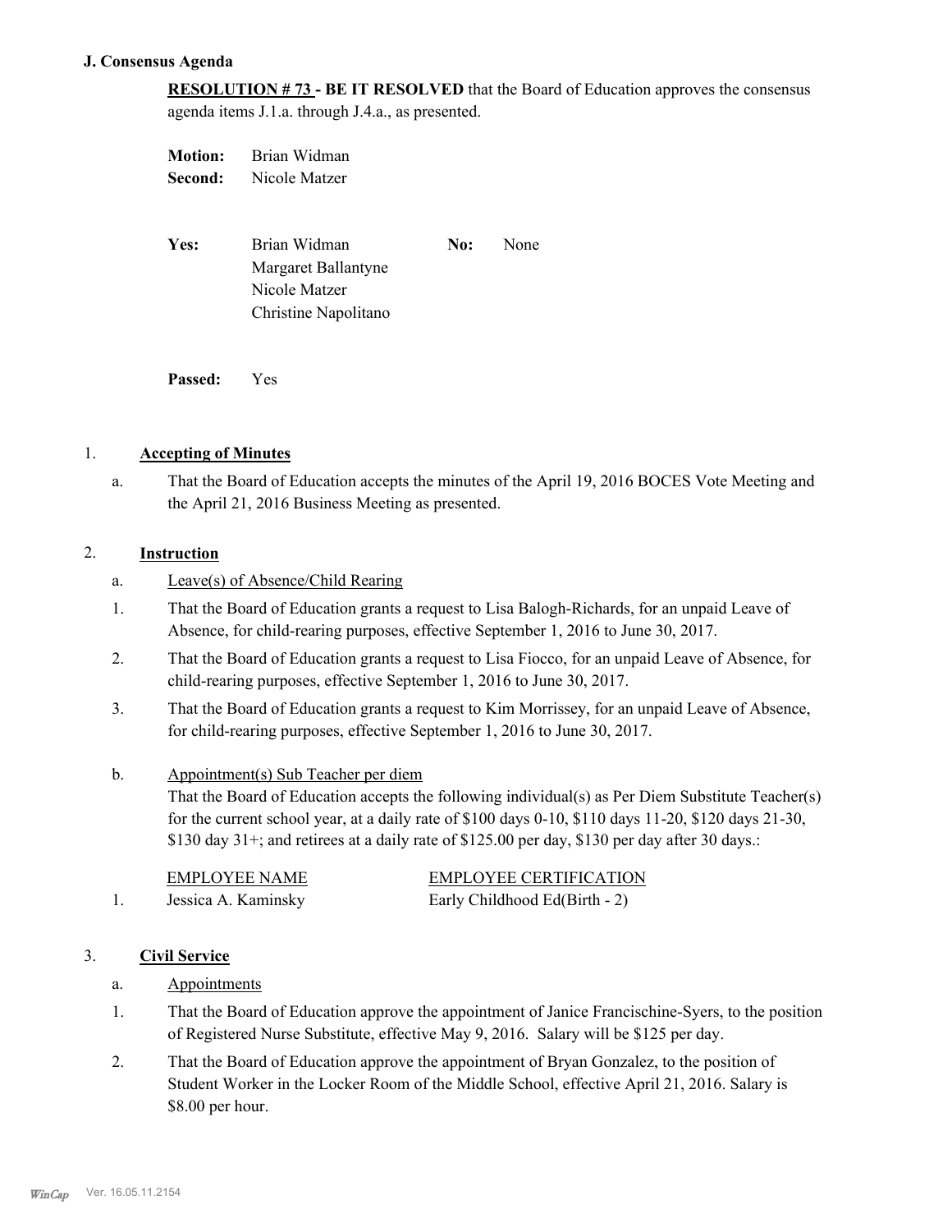## J. Consensus Agenda

**RESOLUTION # 73 - BE IT RESOLVED** that the Board of Education approves the consensus agenda items J.1.a. through J.4.a., as presented.

**Motion:** Brian Widman
**Second:** Nicole Matzer

**Yes:** Brian Widman, Margaret Ballantyne, Nicole Matzer, Christine Napolitano
**No:** None

**Passed:** Yes

1. **Accepting of Minutes**

   a. That the Board of Education accepts the minutes of the April 19, 2016 BOCES Vote Meeting and the April 21, 2016 Business Meeting as presented.

2. **Instruction**

   a. Leave(s) of Absence/Child Rearing

   1. That the Board of Education grants a request to Lisa Balogh-Richards, for an unpaid Leave of Absence, for child-rearing purposes, effective September 1, 2016 to June 30, 2017.
   2. That the Board of Education grants a request to Lisa Fiocco, for an unpaid Leave of Absence, for child-rearing purposes, effective September 1, 2016 to June 30, 2017.
   3. That the Board of Education grants a request to Kim Morrissey, for an unpaid Leave of Absence, for child-rearing purposes, effective September 1, 2016 to June 30, 2017.

   b. Appointment(s) Sub Teacher per diem

   That the Board of Education accepts the following individual(s) as Per Diem Substitute Teacher(s) for the current school year, at a daily rate of $100 days 0-10, $110 days 11-20, $120 days 21-30, $130 day 31+; and retirees at a daily rate of $125.00 per day, $130 per day after 30 days.:

   | | EMPLOYEE NAME | EMPLOYEE CERTIFICATION |
   |---|---|---|
   | 1. | Jessica A. Kaminsky | Early Childhood Ed(Birth - 2) |

3. **Civil Service**

   a. Appointments

   1. That the Board of Education approve the appointment of Janice Francischine-Syers, to the position of Registered Nurse Substitute, effective May 9, 2016. Salary will be $125 per day.
   2. That the Board of Education approve the appointment of Bryan Gonzalez, to the position of Student Worker in the Locker Room of the Middle School, effective April 21, 2016. Salary is $8.00 per hour.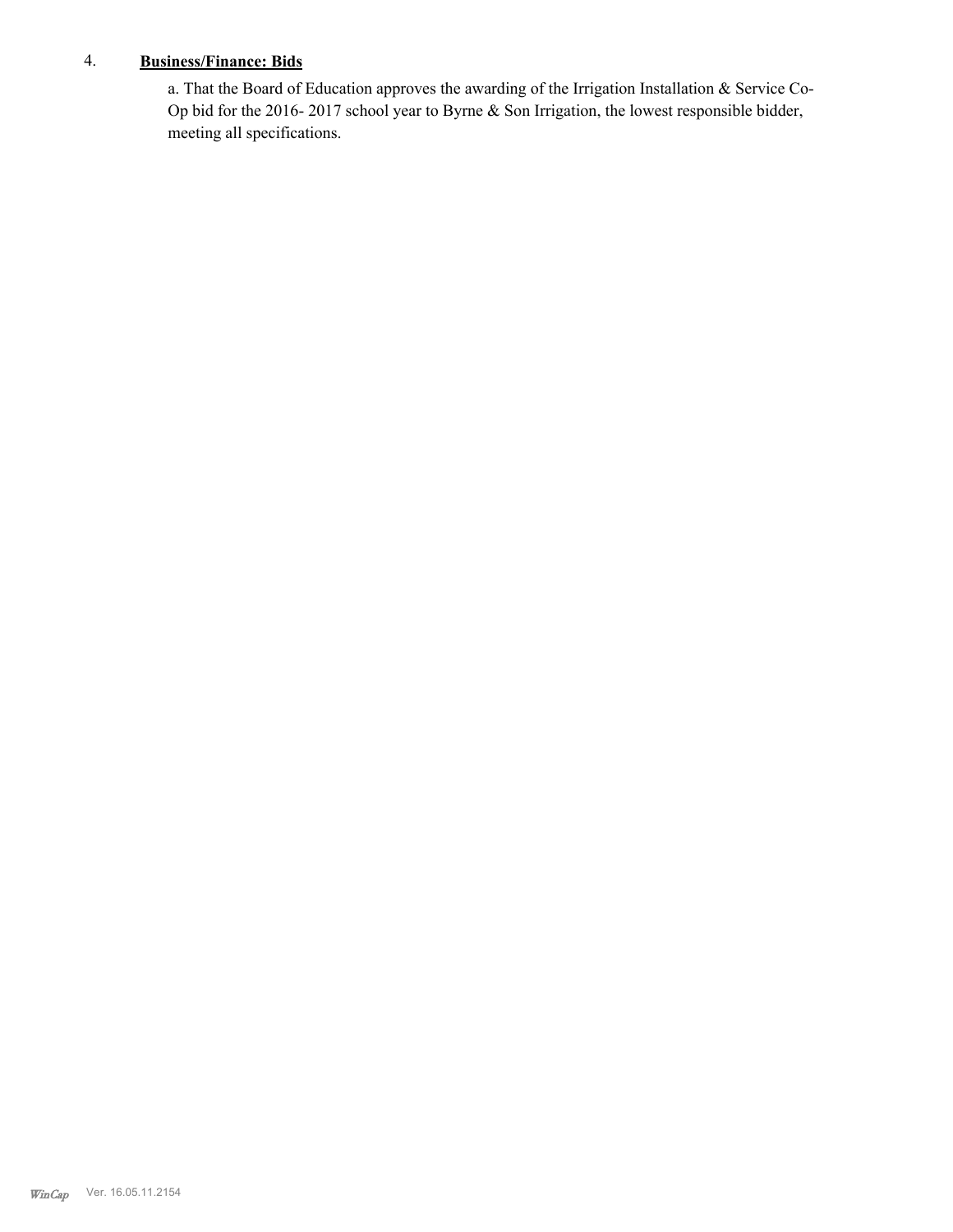4. **Business/Finance: Bids**

a. That the Board of Education approves the awarding of the Irrigation Installation & Service Co-Op bid for the 2016- 2017 school year to Byrne & Son Irrigation, the lowest responsible bidder, meeting all specifications.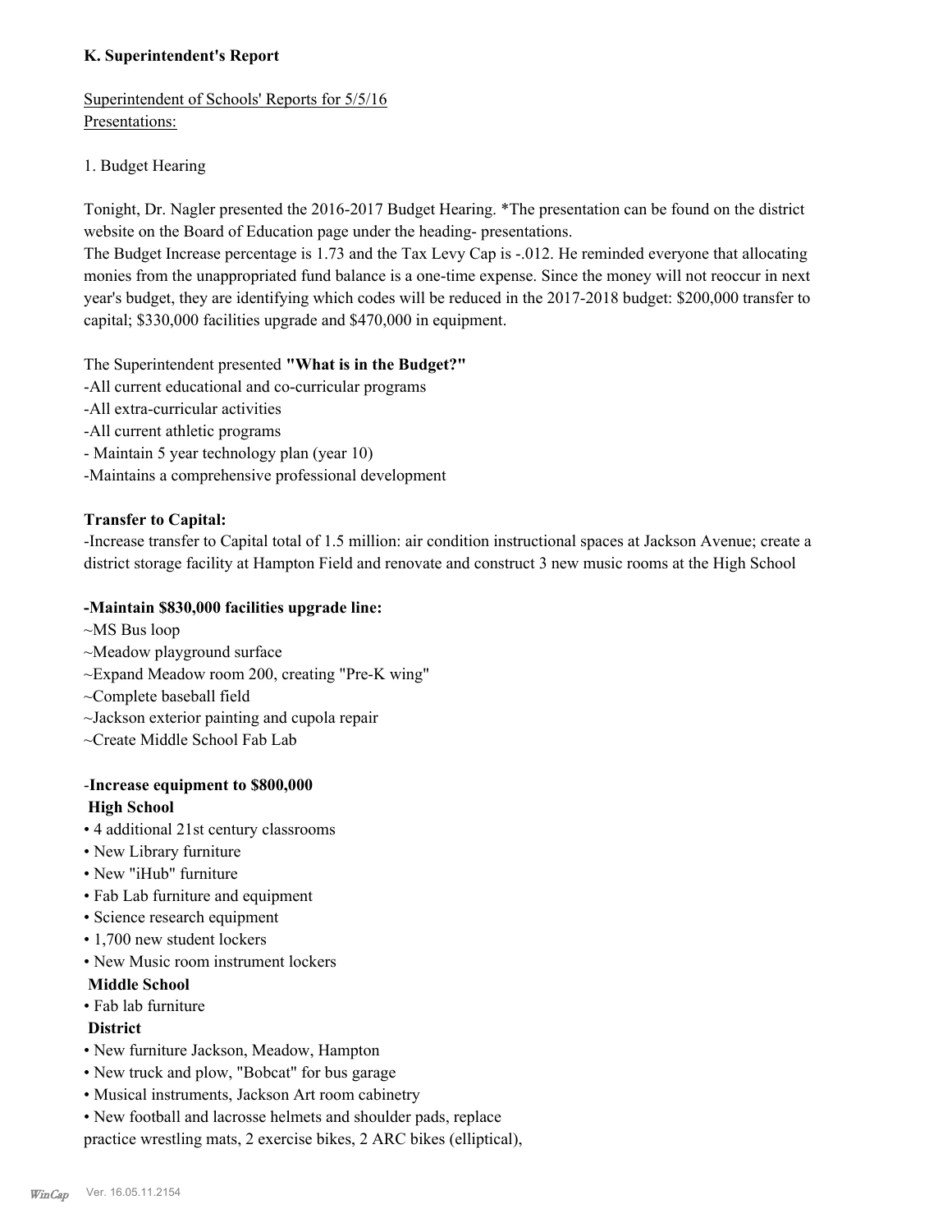### K. Superintendent's Report

Superintendent of Schools' Reports for 5/5/16
Presentations:

1. Budget Hearing

Tonight, Dr. Nagler presented the 2016-2017 Budget Hearing. *The presentation can be found on the district website on the Board of Education page under the heading- presentations.
The Budget Increase percentage is 1.73 and the Tax Levy Cap is -.012. He reminded everyone that allocating monies from the unappropriated fund balance is a one-time expense. Since the money will not reoccur in next year's budget, they are identifying which codes will be reduced in the 2017-2018 budget: $200,000 transfer to capital; $330,000 facilities upgrade and $470,000 in equipment.

The Superintendent presented **"What is in the Budget?"**
-All current educational and co-curricular programs
-All extra-curricular activities
-All current athletic programs
- Maintain 5 year technology plan (year 10)
-Maintains a comprehensive professional development

**Transfer to Capital:**
-Increase transfer to Capital total of 1.5 million: air condition instructional spaces at Jackson Avenue; create a district storage facility at Hampton Field and renovate and construct 3 new music rooms at the High School

**-Maintain $830,000 facilities upgrade line:**
~MS Bus loop
~Meadow playground surface
~Expand Meadow room 200, creating "Pre-K wing"
~Complete baseball field
~Jackson exterior painting and cupola repair
~Create Middle School Fab Lab

-**Increase equipment to $800,000**
**High School**
• 4 additional 21st century classrooms
• New Library furniture
• New "iHub" furniture
• Fab Lab furniture and equipment
• Science research equipment
• 1,700 new student lockers
• New Music room instrument lockers
**Middle School**
• Fab lab furniture
**District**
• New furniture Jackson, Meadow, Hampton
• New truck and plow, "Bobcat" for bus garage
• Musical instruments, Jackson Art room cabinetry
• New football and lacrosse helmets and shoulder pads, replace practice wrestling mats, 2 exercise bikes, 2 ARC bikes (elliptical),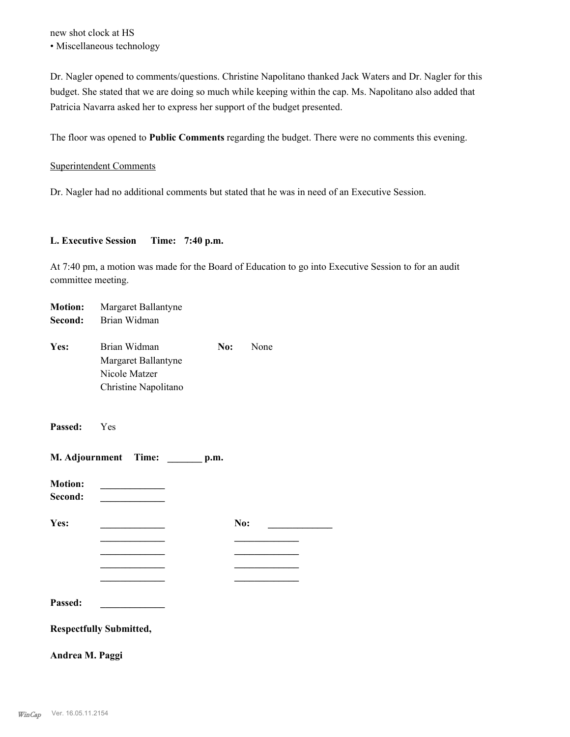new shot clock at HS
• Miscellaneous technology

Dr. Nagler opened to comments/questions. Christine Napolitano thanked Jack Waters and Dr. Nagler for this budget. She stated that we are doing so much while keeping within the cap. Ms. Napolitano also added that Patricia Navarra asked her to express her support of the budget presented.

The floor was opened to **Public Comments** regarding the budget. There were no comments this evening.

Superintendent Comments

Dr. Nagler had no additional comments but stated that he was in need of an Executive Session.

**L. Executive Session Time: 7:40 p.m.**

At 7:40 pm, a motion was made for the Board of Education to go into Executive Session to for an audit committee meeting.

**Motion:** Margaret Ballantyne
**Second:** Brian Widman

**Yes:** Brian Widman
Margaret Ballantyne
Nicole Matzer
Christine Napolitano

**No:** None

**Passed:** Yes

**M. Adjournment Time: _______ p.m.**

**Motion:** _____________
**Second:** _____________

**Yes:** _____________ **No:** _____________

**Passed:** _____________

**Respectfully Submitted,**

**Andrea M. Paggi**